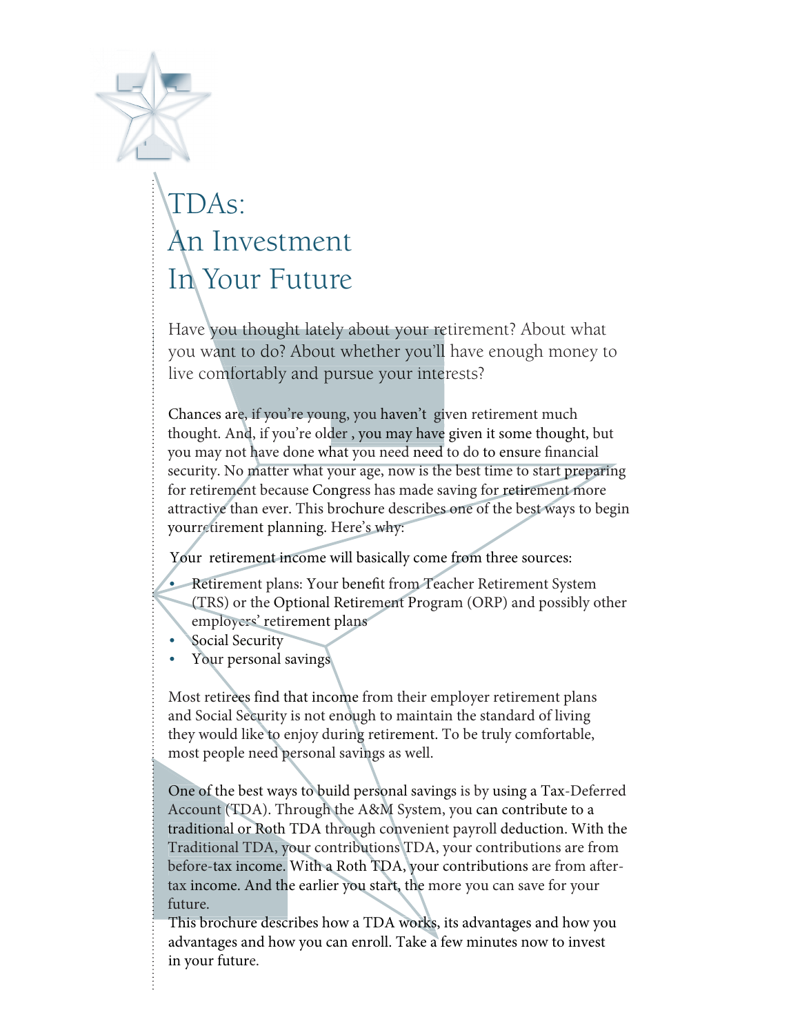# TDAs: An Investment In Your Future

Have you thought lately about your retirement? About what you want to do? About whether you'll have enough money to live comfortably and pursue your interests?

Chances are, if you're young, you haven't given retirement much thought. And, if you're older , you may have given it some thought, but you may not have done what you need need to do to ensure financial security. No matter what your age, now is the best time to start preparing for retirement because Congress has made saving for retirement more attractive than ever. This brochure describes one of the best ways to begin yourretirement planning. Here's why:

Your retirement income will basically come from three sources:

- Retirement plans: Your benefit from Teacher Retirement System (TRS) or the Optional Retirement Program (ORP) and possibly other employers' retirement plans
- Social Security
- Your personal savings

Most retirees find that income from their employer retirement plans and Social Security is not enough to maintain the standard of living they would like to enjoy during retirement. To be truly comfortable, most people need personal savings as well.

One of the best ways to build personal savings is by using a Tax-Deferred Account (TDA). Through the A&M System, you can contribute to a traditional or Roth TDA through convenient payroll deduction. With the Traditional TDA, your contributions TDA, your contributions are from before-tax income. With a Roth TDA, your contributions are from after-tax income. And the earlier you start, the more you can save for your future.

This brochure describes how a TDA works, its advantages and how you advantages and how you can enroll. Take a few minutes now to invest in your future.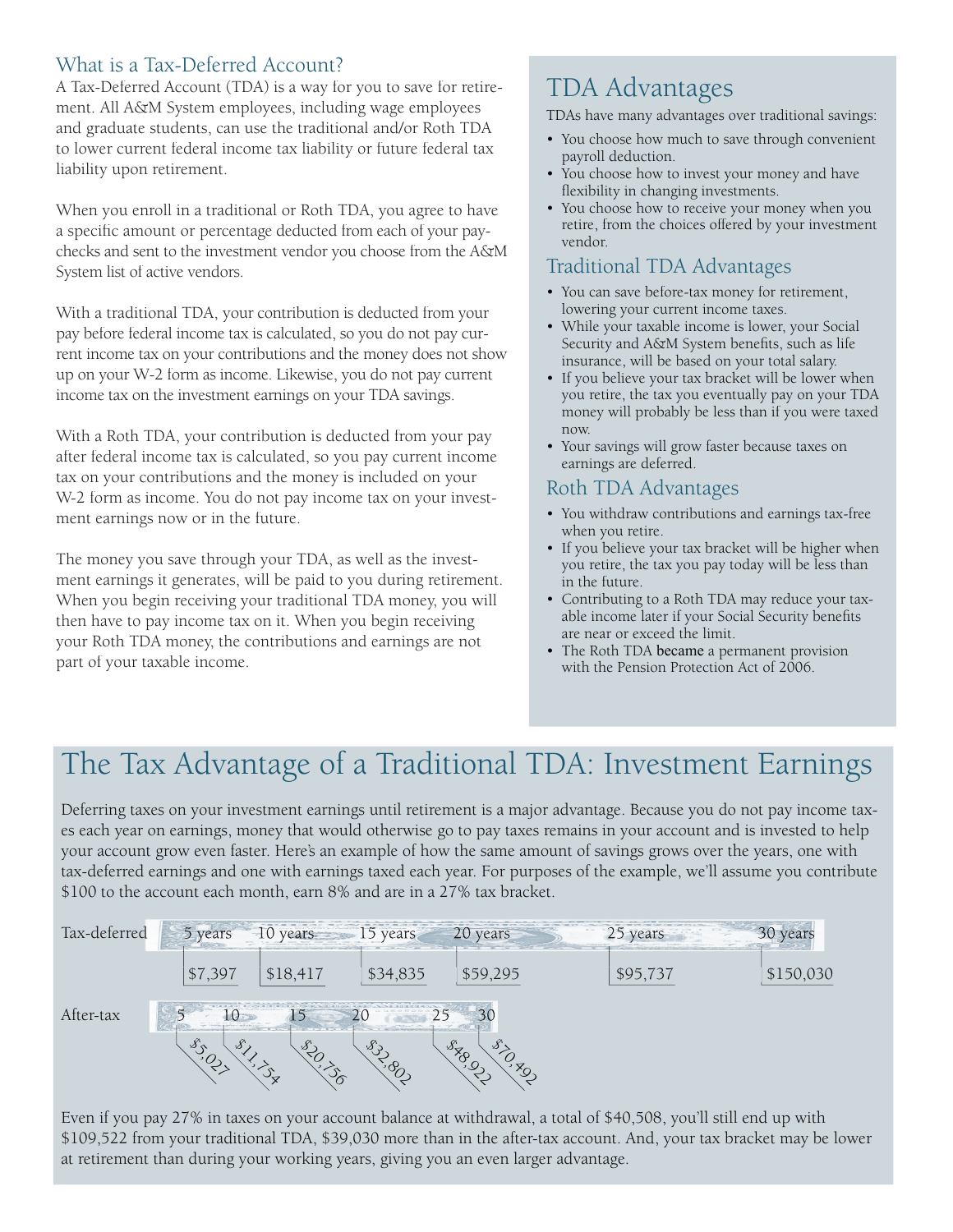## What is a Tax-Deferred Account?

A Tax-Deferred Account (TDA) is a way for you to save for retirement. All A&M System employees, including wage employees and graduate students, can use the traditional and/or Roth TDA to lower current federal income tax liability or future federal tax liability upon retirement.

When you enroll in a traditional or Roth TDA, you agree to have a specific amount or percentage deducted from each of your paychecks and sent to the investment vendor you choose from the A&M System list of active vendors.

With a traditional TDA, your contribution is deducted from your pay before federal income tax is calculated, so you do not pay current income tax on your contributions and the money does not show up on your W-2 form as income. Likewise, you do not pay current income tax on the investment earnings on your TDA savings.

With a Roth TDA, your contribution is deducted from your pay after federal income tax is calculated, so you pay current income tax on your contributions and the money is included on your W-2 form as income. You do not pay income tax on your investment earnings now or in the future.

The money you save through your TDA, as well as the investment earnings it generates, will be paid to you during retirement. When you begin receiving your traditional TDA money, you will then have to pay income tax on it. When you begin receiving your Roth TDA money, the contributions and earnings are not part of your taxable income.

## TDA Advantages

TDAs have many advantages over traditional savings:

- You choose how much to save through convenient payroll deduction.
- You choose how to invest your money and have flexibility in changing investments.
- You choose how to receive your money when you retire, from the choices offered by your investment vendor.

### Traditional TDA Advantages

- You can save before-tax money for retirement, lowering your current income taxes.
- While your taxable income is lower, your Social Security and A&M System benefits, such as life insurance, will be based on your total salary.
- If you believe your tax bracket will be lower when you retire, the tax you eventually pay on your TDA money will probably be less than if you were taxed now.
- Your savings will grow faster because taxes on earnings are deferred.

### Roth TDA Advantages

- You withdraw contributions and earnings tax-free when you retire.
- If you believe your tax bracket will be higher when you retire, the tax you pay today will be less than in the future.
- Contributing to a Roth TDA may reduce your taxable income later if your Social Security benefits are near or exceed the limit.
- The Roth TDA became a permanent provision with the Pension Protection Act of 2006.

## The Tax Advantage of a Traditional TDA: Investment Earnings

Deferring taxes on your investment earnings until retirement is a major advantage. Because you do not pay income taxes each year on earnings, money that would otherwise go to pay taxes remains in your account and is invested to help your account grow even faster. Here's an example of how the same amount of savings grows over the years, one with tax-deferred earnings and one with earnings taxed each year. For purposes of the example, we'll assume you contribute $100 to the account each month, earn 8% and are in a 27% tax bracket.

| | 5 years | 10 years | 15 years | 20 years | 25 years | 30 years |
|---|---|---|---|---|---|---|
| Tax-deferred | $7,397 | $18,417 | $34,835 | $59,295 | $95,737 | $150,030 |
| After-tax | $5,027 | $11,754 | $20,756 | $32,802 | $48,922 | $70,492 |

Even if you pay 27% in taxes on your account balance at withdrawal, a total of $40,508, you'll still end up with $109,522 from your traditional TDA, $39,030 more than in the after-tax account. And, your tax bracket may be lower at retirement than during your working years, giving you an even larger advantage.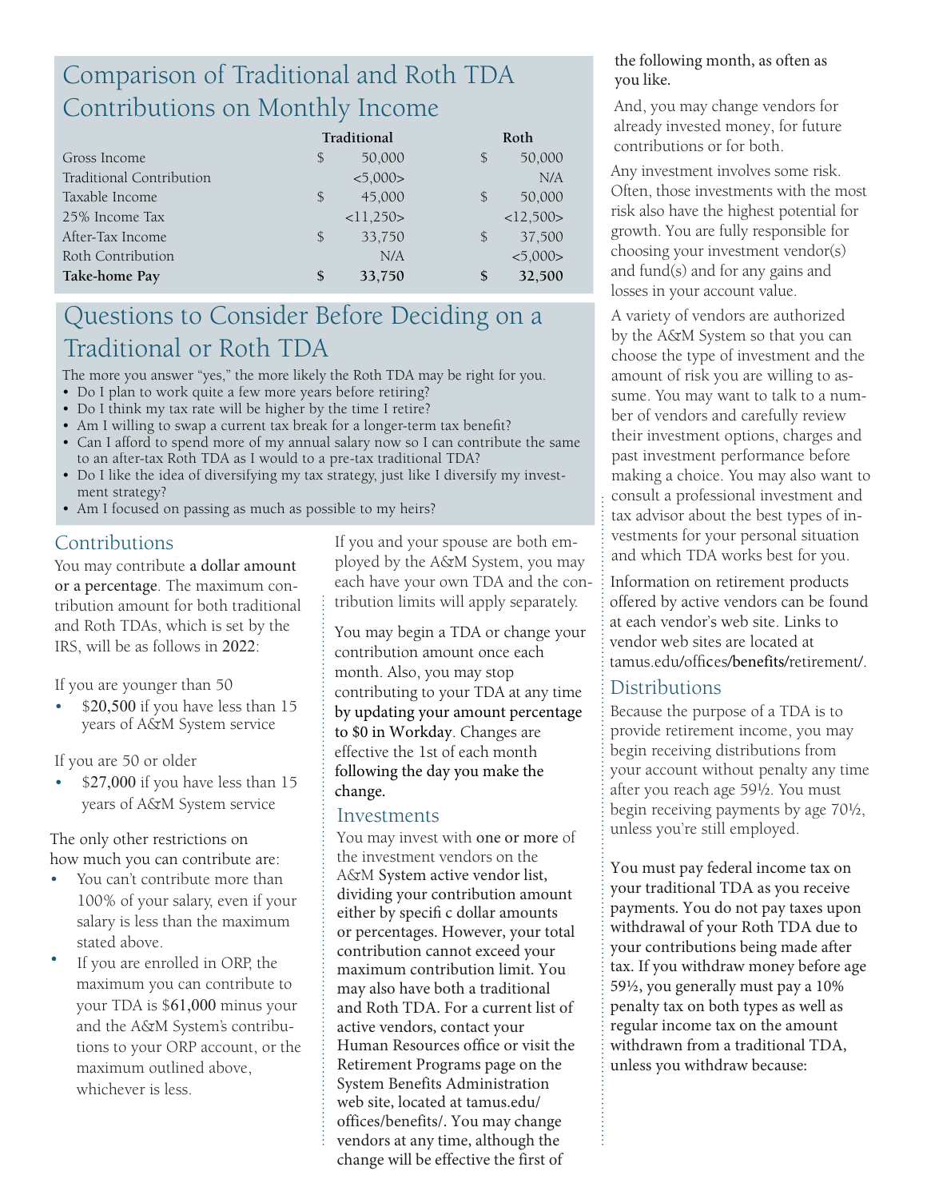## Comparison of Traditional and Roth TDA Contributions on Monthly Income

| | Traditional | Roth |
|---|---|---|
| Gross Income | $ 50,000 | $ 50,000 |
| Traditional Contribution | <5,000> | N/A |
| Taxable Income | $ 45,000 | $ 50,000 |
| 25% Income Tax | <11,250> | <12,500> |
| After-Tax Income | $ 33,750 | $ 37,500 |
| Roth Contribution | N/A | <5,000> |
| **Take-home Pay** | **$ 33,750** | **$ 32,500** |

## Questions to Consider Before Deciding on a Traditional or Roth TDA

The more you answer "yes," the more likely the Roth TDA may be right for you.

- Do I plan to work quite a few more years before retiring?
- Do I think my tax rate will be higher by the time I retire?
- Am I willing to swap a current tax break for a longer-term tax benefit?
- Can I afford to spend more of my annual salary now so I can contribute the same to an after-tax Roth TDA as I would to a pre-tax traditional TDA?
- Do I like the idea of diversifying my tax strategy, just like I diversify my investment strategy?
- Am I focused on passing as much as possible to my heirs?

### Contributions

You may contribute a dollar amount or a percentage. The maximum contribution amount for both traditional and Roth TDAs, which is set by the IRS, will be as follows in 2022:

If you are younger than 50

- $20,500 if you have less than 15 years of A&M System service

If you are 50 or older

- $27,000 if you have less than 15 years of A&M System service

The only other restrictions on how much you can contribute are:

- You can't contribute more than 100% of your salary, even if your salary is less than the maximum stated above.
- If you are enrolled in ORP, the maximum you can contribute to your TDA is $61,000 minus your and the A&M System's contributions to your ORP account, or the maximum outlined above, whichever is less.

If you and your spouse are both employed by the A&M System, you may each have your own TDA and the contribution limits will apply separately.

You may begin a TDA or change your contribution amount once each month. Also, you may stop contributing to your TDA at any time by updating your amount percentage to $0 in Workday. Changes are effective the 1st of each month following the day you make the change.

### Investments

You may invest with one or more of the investment vendors on the A&M System active vendor list, dividing your contribution amount either by specific dollar amounts or percentages. However, your total contribution cannot exceed your maximum contribution limit. You may also have both a traditional and Roth TDA. For a current list of active vendors, contact your Human Resources office or visit the Retirement Programs page on the System Benefits Administration web site, located at tamus.edu/offices/benefits/. You may change vendors at any time, although the change will be effective the first of the following month, as often as you like.

And, you may change vendors for already invested money, for future contributions or for both.

Any investment involves some risk. Often, those investments with the most risk also have the highest potential for growth. You are fully responsible for choosing your investment vendor(s) and fund(s) and for any gains and losses in your account value.

A variety of vendors are authorized by the A&M System so that you can choose the type of investment and the amount of risk you are willing to assume. You may want to talk to a number of vendors and carefully review their investment options, charges and past investment performance before making a choice. You may also want to consult a professional investment and tax advisor about the best types of investments for your personal situation and which TDA works best for you.

Information on retirement products offered by active vendors can be found at each vendor's web site. Links to vendor web sites are located at tamus.edu/offices/benefits/retirement/.

### Distributions

Because the purpose of a TDA is to provide retirement income, you may begin receiving distributions from your account without penalty any time after you reach age 59½. You must begin receiving payments by age 70½, unless you're still employed.

You must pay federal income tax on your traditional TDA as you receive payments. You do not pay taxes upon withdrawal of your Roth TDA due to your contributions being made after tax. If you withdraw money before age 59½, you generally must pay a 10% penalty tax on both types as well as regular income tax on the amount withdrawn from a traditional TDA, unless you withdraw because: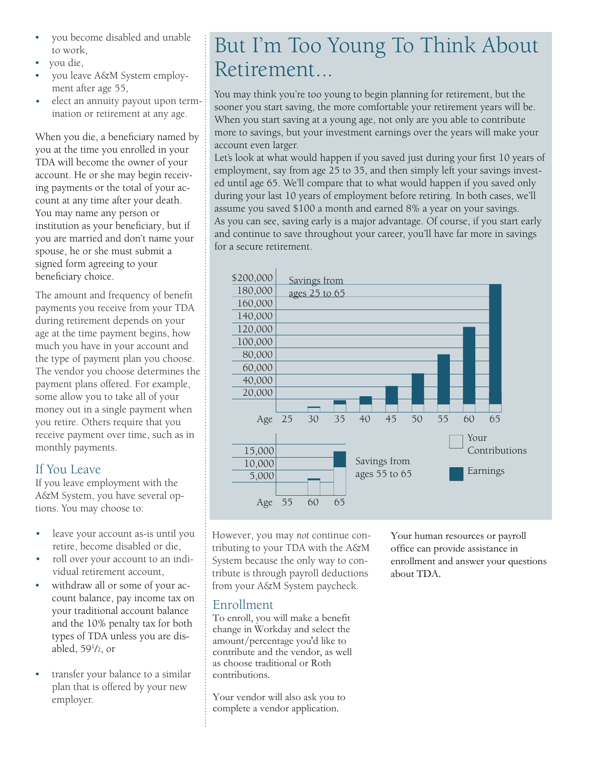- you become disabled and unable to work,
- you die,
- you leave A&M System employment after age 55,
- elect an annuity payout upon termination or retirement at any age.

When you die, a beneficiary named by you at the time you enrolled in your TDA will become the owner of your account. He or she may begin receiving payments or the total of your account at any time after your death. You may name any person or institution as your beneficiary, but if you are married and don't name your spouse, he or she must submit a signed form agreeing to your beneficiary choice.

The amount and frequency of benefit payments you receive from your TDA during retirement depends on your age at the time payment begins, how much you have in your account and the type of payment plan you choose. The vendor you choose determines the payment plans offered. For example, some allow you to take all of your money out in a single payment when you retire. Others require that you receive payment over time, such as in monthly payments.

## If You Leave

If you leave employment with the A&M System, you have several options. You may choose to:

- leave your account as-is until you retire, become disabled or die,
- roll over your account to an individual retirement account,
- withdraw all or some of your account balance, pay income tax on your traditional account balance and the 10% penalty tax for both types of TDA unless you are disabled, 59½, or
- transfer your balance to a similar plan that is offered by your new employer.

# But I'm Too Young To Think About Retirement...

You may think you're too young to begin planning for retirement, but the sooner you start saving, the more comfortable your retirement years will be. When you start saving at a young age, not only are you able to contribute more to savings, but your investment earnings over the years will make your account even larger.

Let's look at what would happen if you saved just during your first 10 years of employment, say from age 25 to 35, and then simply left your savings invested until age 65. We'll compare that to what would happen if you saved only during your last 10 years of employment before retiring. In both cases, we'll assume you saved $100 a month and earned 8% a year on your savings.

As you can see, saving early is a major advantage. Of course, if you start early and continue to save throughout your career, you'll have far more in savings for a secure retirement.

Savings from ages 25 to 65 (Y axis: $200,000; 180,000; 160,000; 140,000; 120,000; 100,000; 80,000; 60,000; 40,000; 20,000 — Age: 25, 30, 35, 40, 45, 50, 55, 60, 65)

Savings from ages 55 to 65 (Y axis: 15,000; 10,000; 5,000 — Age: 55, 60, 65)

Legend: Your Contributions; Earnings

However, you may *not* continue contributing to your TDA with the A&M System because the only way to contribute is through payroll deductions from your A&M System paycheck.

## Enrollment

To enroll, you will make a benefit change in Workday and select the amount/percentage you'd like to contribute and the vendor, as well as choose traditional or Roth contributions.

Your vendor will also ask you to complete a vendor application.

Your human resources or payroll office can provide assistance in enrollment and answer your questions about TDA.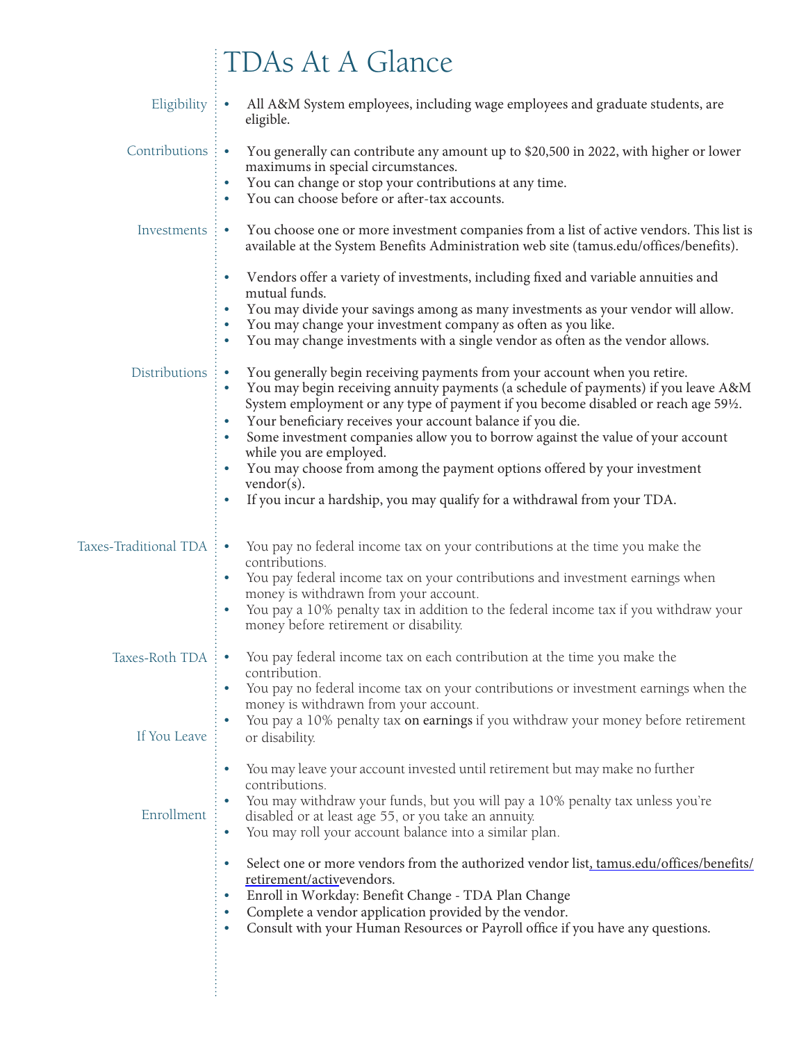# TDAs At A Glance

## Eligibility

- All A&M System employees, including wage employees and graduate students, are eligible.

## Contributions

- You generally can contribute any amount up to $20,500 in 2022, with higher or lower maximums in special circumstances.
- You can change or stop your contributions at any time.
- You can choose before or after-tax accounts.

## Investments

- You choose one or more investment companies from a list of active vendors. This list is available at the System Benefits Administration web site (tamus.edu/offices/benefits).
- Vendors offer a variety of investments, including fixed and variable annuities and mutual funds.
- You may divide your savings among as many investments as your vendor will allow.
- You may change your investment company as often as you like.
- You may change investments with a single vendor as often as the vendor allows.

## Distributions

- You generally begin receiving payments from your account when you retire.
- You may begin receiving annuity payments (a schedule of payments) if you leave A&M System employment or any type of payment if you become disabled or reach age 59½.
- Your beneficiary receives your account balance if you die.
- Some investment companies allow you to borrow against the value of your account while you are employed.
- You may choose from among the payment options offered by your investment vendor(s).
- If you incur a hardship, you may qualify for a withdrawal from your TDA.

## Taxes-Traditional TDA

- You pay no federal income tax on your contributions at the time you make the contributions.
- You pay federal income tax on your contributions and investment earnings when money is withdrawn from your account.
- You pay a 10% penalty tax in addition to the federal income tax if you withdraw your money before retirement or disability.

## Taxes-Roth TDA

- You pay federal income tax on each contribution at the time you make the contribution.
- You pay no federal income tax on your contributions or investment earnings when the money is withdrawn from your account.
- You pay a 10% penalty tax on earnings if you withdraw your money before retirement or disability.

## If You Leave

- You may leave your account invested until retirement but may make no further contributions.
- You may withdraw your funds, but you will pay a 10% penalty tax unless you're disabled or at least age 55, or you take an annuity.
- You may roll your account balance into a similar plan.

## Enrollment

- Select one or more vendors from the authorized vendor list, tamus.edu/offices/benefits/retirement/activevendors.
- Enroll in Workday: Benefit Change - TDA Plan Change
- Complete a vendor application provided by the vendor.
- Consult with your Human Resources or Payroll office if you have any questions.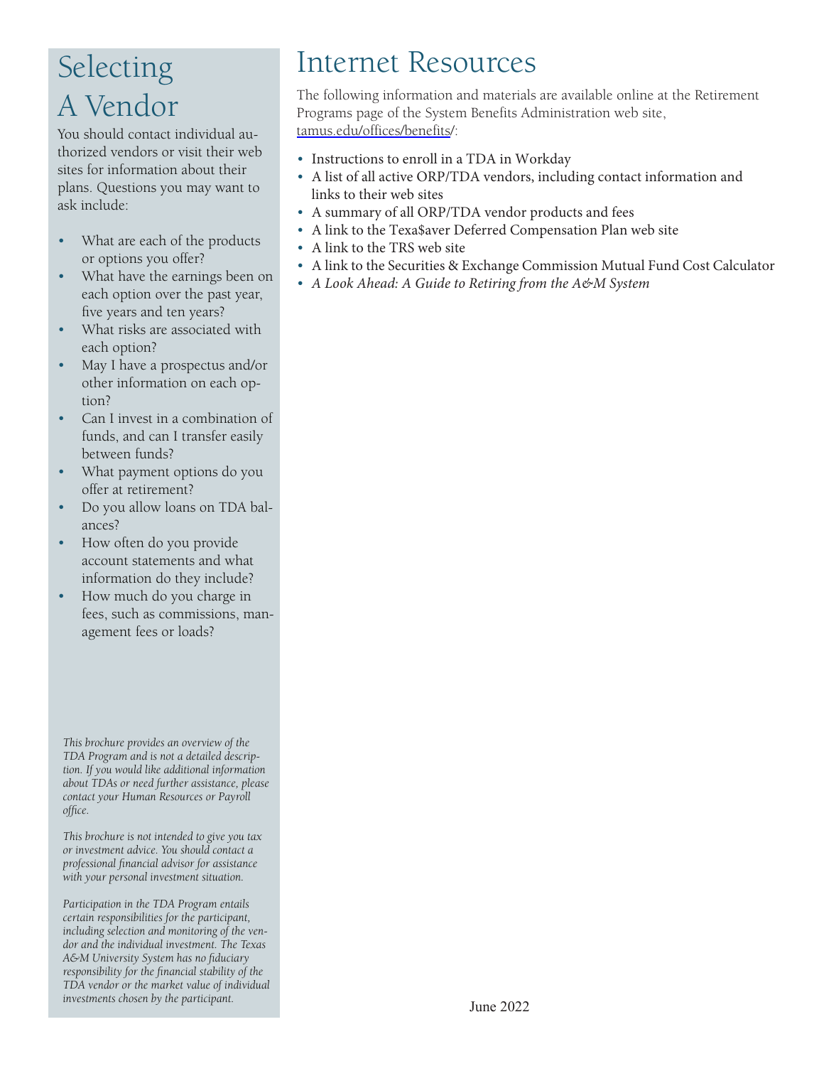# Selecting A Vendor

You should contact individual authorized vendors or visit their web sites for information about their plans. Questions you may want to ask include:

- What are each of the products or options you offer?
- What have the earnings been on each option over the past year, five years and ten years?
- What risks are associated with each option?
- May I have a prospectus and/or other information on each option?
- Can I invest in a combination of funds, and can I transfer easily between funds?
- What payment options do you offer at retirement?
- Do you allow loans on TDA balances?
- How often do you provide account statements and what information do they include?
- How much do you charge in fees, such as commissions, management fees or loads?

*This brochure provides an overview of the TDA Program and is not a detailed description. If you would like additional information about TDAs or need further assistance, please contact your Human Resources or Payroll office.*

*This brochure is not intended to give you tax or investment advice. You should contact a professional financial advisor for assistance with your personal investment situation.*

*Participation in the TDA Program entails certain responsibilities for the participant, including selection and monitoring of the vendor and the individual investment. The Texas A&M University System has no fiduciary responsibility for the financial stability of the TDA vendor or the market value of individual investments chosen by the participant.*

# Internet Resources

The following information and materials are available online at the Retirement Programs page of the System Benefits Administration web site, tamus.edu/offices/benefits/:

- Instructions to enroll in a TDA in Workday
- A list of all active ORP/TDA vendors, including contact information and links to their web sites
- A summary of all ORP/TDA vendor products and fees
- A link to the Texa$aver Deferred Compensation Plan web site
- A link to the TRS web site
- A link to the Securities & Exchange Commission Mutual Fund Cost Calculator
- *A Look Ahead: A Guide to Retiring from the A&M System*

June 2022